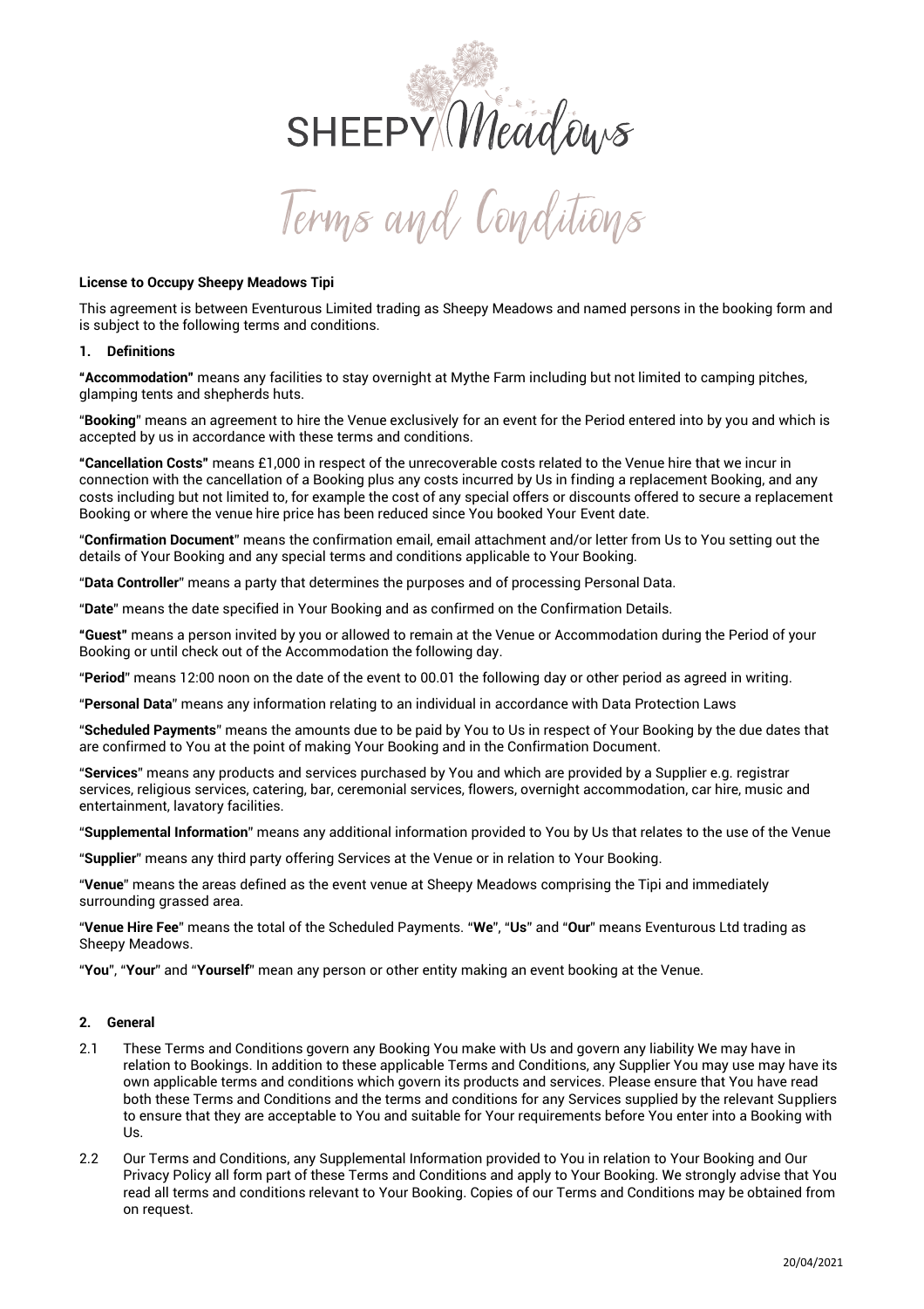# SHEEPY Meadows

## Terms and Conditions

**License to Occupy Sheepy Meadows Tipi**

This agreement is between Eventurous Limited trading as Sheepy Meadows and named persons in the booking form and is subject to the following terms and conditions.

**1. Definitions**

**"Accommodation"** means any facilities to stay overnight at Mythe Farm including but not limited to camping pitches, glamping tents and shepherds huts.

"**Booking**" means an agreement to hire the Venue exclusively for an event for the Period entered into by you and which is accepted by us in accordance with these terms and conditions.

**"Cancellation Costs"** means £1,000 in respect of the unrecoverable costs related to the Venue hire that we incur in connection with the cancellation of a Booking plus any costs incurred by Us in finding a replacement Booking, and any costs including but not limited to, for example the cost of any special offers or discounts offered to secure a replacement Booking or where the venue hire price has been reduced since You booked Your Event date.

"**Confirmation Document**" means the confirmation email, email attachment and/or letter from Us to You setting out the details of Your Booking and any special terms and conditions applicable to Your Booking.

"**Data Controller**" means a party that determines the purposes and of processing Personal Data.

"**Date**" means the date specified in Your Booking and as confirmed on the Confirmation Details.

**"Guest"** means a person invited by you or allowed to remain at the Venue or Accommodation during the Period of your Booking or until check out of the Accommodation the following day.

"**Period**" means 12:00 noon on the date of the event to 00.01 the following day or other period as agreed in writing.

"**Personal Data**" means any information relating to an individual in accordance with Data Protection Laws

"**Scheduled Payments**" means the amounts due to be paid by You to Us in respect of Your Booking by the due dates that are confirmed to You at the point of making Your Booking and in the Confirmation Document.

"**Services**" means any products and services purchased by You and which are provided by a Supplier e.g. registrar services, religious services, catering, bar, ceremonial services, flowers, overnight accommodation, car hire, music and entertainment, lavatory facilities.

"**Supplemental Information**" means any additional information provided to You by Us that relates to the use of the Venue

"**Supplier**" means any third party offering Services at the Venue or in relation to Your Booking.

"**Venue**" means the areas defined as the event venue at Sheepy Meadows comprising the Tipi and immediately surrounding grassed area.

"**Venue Hire Fee**" means the total of the Scheduled Payments. "**We**", "**Us**" and "**Our**" means Eventurous Ltd trading as Sheepy Meadows.

"**You**", "**Your**" and "**Yourself**" mean any person or other entity making an event booking at the Venue.

**2. General**

2.1 These Terms and Conditions govern any Booking You make with Us and govern any liability We may have in relation to Bookings. In addition to these applicable Terms and Conditions, any Supplier You may use may have its own applicable terms and conditions which govern its products and services. Please ensure that You have read both these Terms and Conditions and the terms and conditions for any Services supplied by the relevant Suppliers to ensure that they are acceptable to You and suitable for Your requirements before You enter into a Booking with Us.

2.2 Our Terms and Conditions, any Supplemental Information provided to You in relation to Your Booking and Our Privacy Policy all form part of these Terms and Conditions and apply to Your Booking. We strongly advise that You read all terms and conditions relevant to Your Booking. Copies of our Terms and Conditions may be obtained from on request.

20/04/2021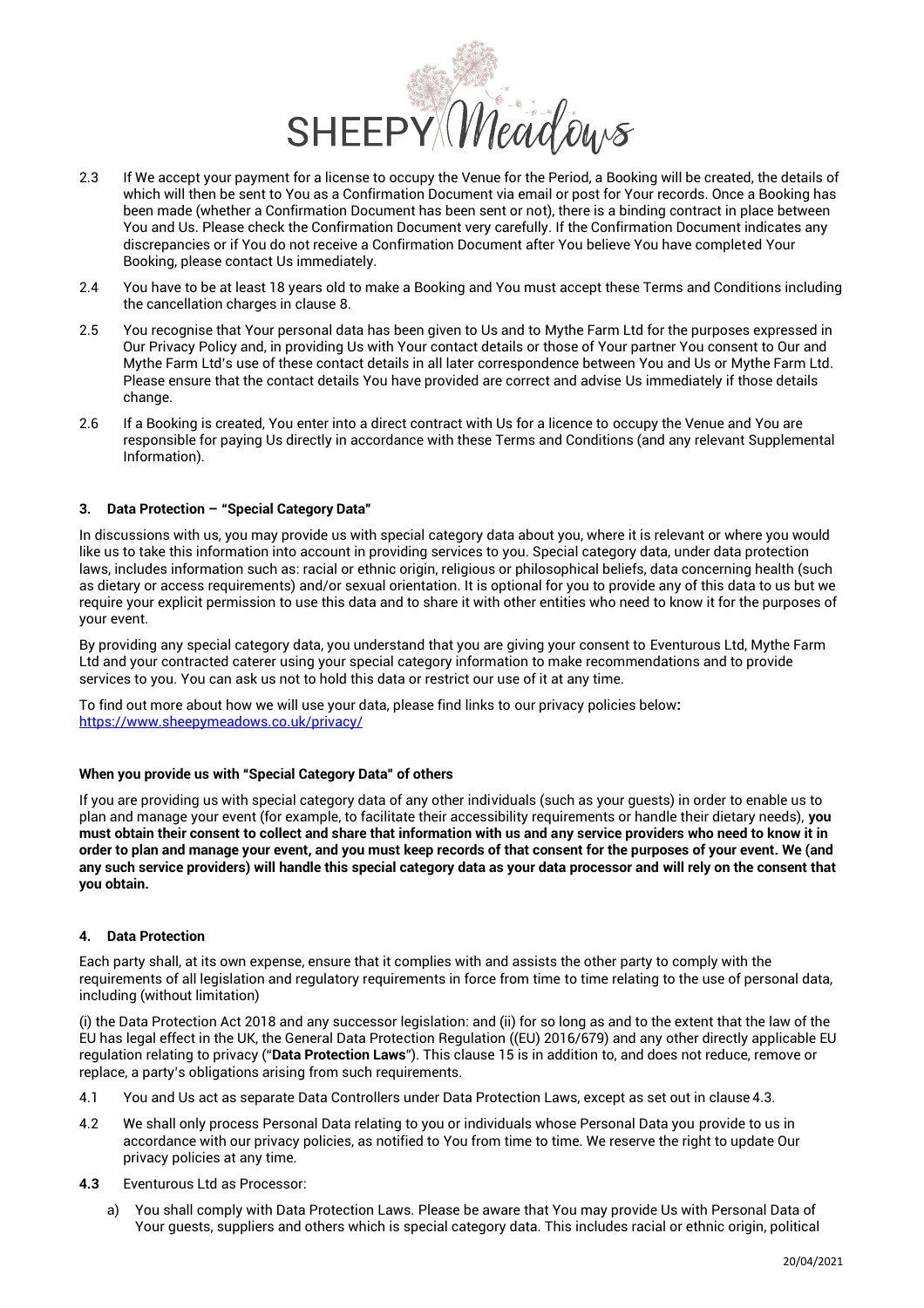2.3 If We accept your payment for a license to occupy the Venue for the Period, a Booking will be created, the details of which will then be sent to You as a Confirmation Document via email or post for Your records. Once a Booking has been made (whether a Confirmation Document has been sent or not), there is a binding contract in place between You and Us. Please check the Confirmation Document very carefully. If the Confirmation Document indicates any discrepancies or if You do not receive a Confirmation Document after You believe You have completed Your Booking, please contact Us immediately.

2.4 You have to be at least 18 years old to make a Booking and You must accept these Terms and Conditions including the cancellation charges in clause 8.

2.5 You recognise that Your personal data has been given to Us and to Mythe Farm Ltd for the purposes expressed in Our Privacy Policy and, in providing Us with Your contact details or those of Your partner You consent to Our and Mythe Farm Ltd's use of these contact details in all later correspondence between You and Us or Mythe Farm Ltd. Please ensure that the contact details You have provided are correct and advise Us immediately if those details change.

2.6 If a Booking is created, You enter into a direct contract with Us for a licence to occupy the Venue and You are responsible for paying Us directly in accordance with these Terms and Conditions (and any relevant Supplemental Information).

### 3. Data Protection – "Special Category Data"

In discussions with us, you may provide us with special category data about you, where it is relevant or where you would like us to take this information into account in providing services to you. Special category data, under data protection laws, includes information such as: racial or ethnic origin, religious or philosophical beliefs, data concerning health (such as dietary or access requirements) and/or sexual orientation. It is optional for you to provide any of this data to us but we require your explicit permission to use this data and to share it with other entities who need to know it for the purposes of your event.

By providing any special category data, you understand that you are giving your consent to Eventurous Ltd, Mythe Farm Ltd and your contracted caterer using your special category information to make recommendations and to provide services to you. You can ask us not to hold this data or restrict our use of it at any time.

To find out more about how we will use your data, please find links to our privacy policies below:
https://www.sheepymeadows.co.uk/privacy/

**When you provide us with "Special Category Data" of others**

If you are providing us with special category data of any other individuals (such as your guests) in order to enable us to plan and manage your event (for example, to facilitate their accessibility requirements or handle their dietary needs), **you must obtain their consent to collect and share that information with us and any service providers who need to know it in order to plan and manage your event, and you must keep records of that consent for the purposes of your event. We (and any such service providers) will handle this special category data as your data processor and will rely on the consent that you obtain.**

### 4. Data Protection

Each party shall, at its own expense, ensure that it complies with and assists the other party to comply with the requirements of all legislation and regulatory requirements in force from time to time relating to the use of personal data, including (without limitation)

(i) the Data Protection Act 2018 and any successor legislation: and (ii) for so long as and to the extent that the law of the EU has legal effect in the UK, the General Data Protection Regulation ((EU) 2016/679) and any other directly applicable EU regulation relating to privacy ("**Data Protection Laws**"). This clause 15 is in addition to, and does not reduce, remove or replace, a party's obligations arising from such requirements.

4.1 You and Us act as separate Data Controllers under Data Protection Laws, except as set out in clause 4.3.

4.2 We shall only process Personal Data relating to you or individuals whose Personal Data you provide to us in accordance with our privacy policies, as notified to You from time to time. We reserve the right to update Our privacy policies at any time.

**4.3** Eventurous Ltd as Processor:

a) You shall comply with Data Protection Laws. Please be aware that You may provide Us with Personal Data of Your guests, suppliers and others which is special category data. This includes racial or ethnic origin, political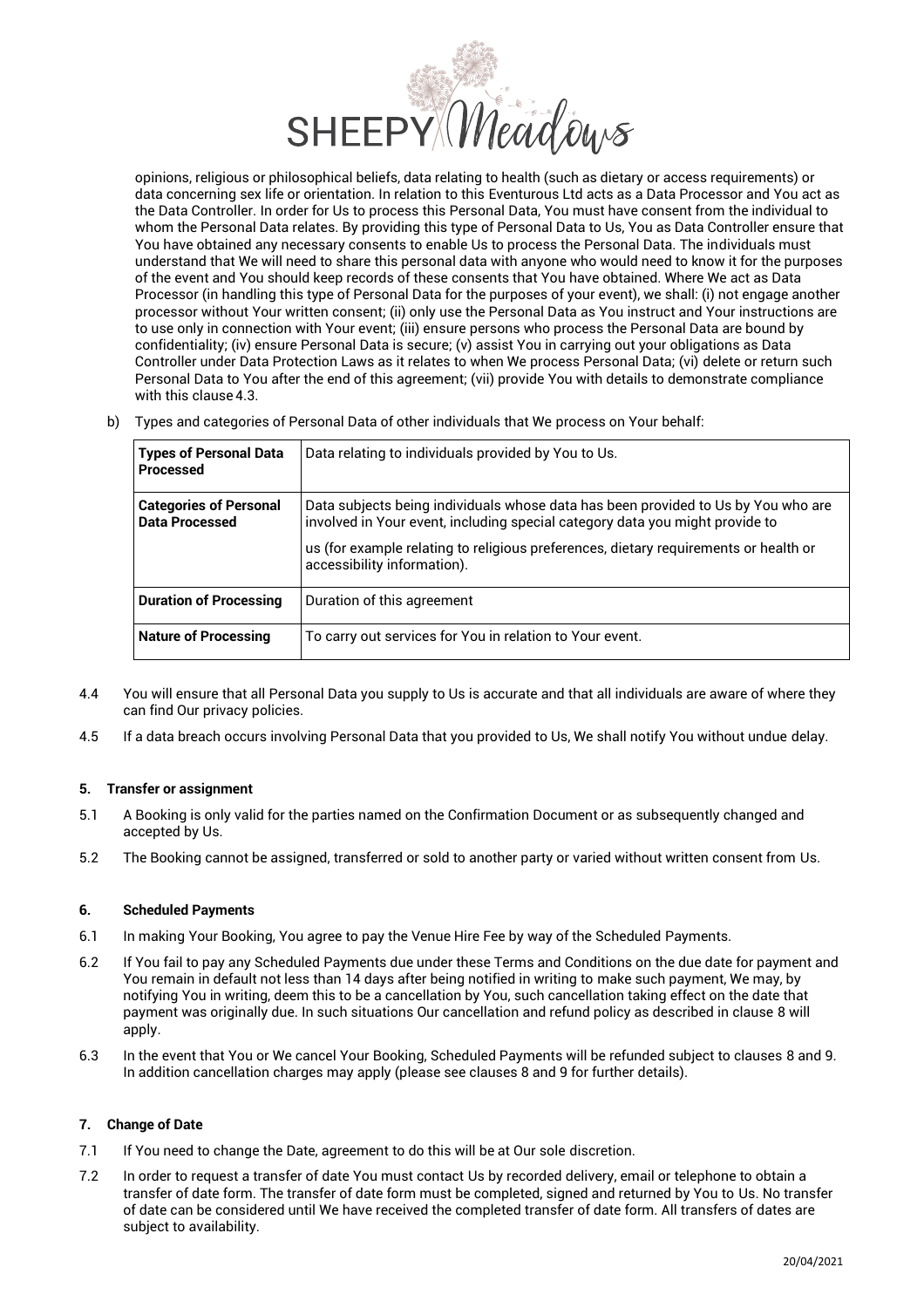opinions, religious or philosophical beliefs, data relating to health (such as dietary or access requirements) or data concerning sex life or orientation. In relation to this Eventurous Ltd acts as a Data Processor and You act as the Data Controller. In order for Us to process this Personal Data, You must have consent from the individual to whom the Personal Data relates. By providing this type of Personal Data to Us, You as Data Controller ensure that You have obtained any necessary consents to enable Us to process the Personal Data. The individuals must understand that We will need to share this personal data with anyone who would need to know it for the purposes of the event and You should keep records of these consents that You have obtained. Where We act as Data Processor (in handling this type of Personal Data for the purposes of your event), we shall: (i) not engage another processor without Your written consent; (ii) only use the Personal Data as You instruct and Your instructions are to use only in connection with Your event; (iii) ensure persons who process the Personal Data are bound by confidentiality; (iv) ensure Personal Data is secure; (v) assist You in carrying out your obligations as Data Controller under Data Protection Laws as it relates to when We process Personal Data; (vi) delete or return such Personal Data to You after the end of this agreement; (vii) provide You with details to demonstrate compliance with this clause 4.3.

b) Types and categories of Personal Data of other individuals that We process on Your behalf:

| **Types of Personal Data Processed** | Data relating to individuals provided by You to Us. |
|---|---|
| **Categories of Personal Data Processed** | Data subjects being individuals whose data has been provided to Us by You who are involved in Your event, including special category data you might provide to us (for example relating to religious preferences, dietary requirements or health or accessibility information). |
| **Duration of Processing** | Duration of this agreement |
| **Nature of Processing** | To carry out services for You in relation to Your event. |

4.4 You will ensure that all Personal Data you supply to Us is accurate and that all individuals are aware of where they can find Our privacy policies.

4.5 If a data breach occurs involving Personal Data that you provided to Us, We shall notify You without undue delay.

**5. Transfer or assignment**

5.1 A Booking is only valid for the parties named on the Confirmation Document or as subsequently changed and accepted by Us.

5.2 The Booking cannot be assigned, transferred or sold to another party or varied without written consent from Us.

**6. Scheduled Payments**

6.1 In making Your Booking, You agree to pay the Venue Hire Fee by way of the Scheduled Payments.

6.2 If You fail to pay any Scheduled Payments due under these Terms and Conditions on the due date for payment and You remain in default not less than 14 days after being notified in writing to make such payment, We may, by notifying You in writing, deem this to be a cancellation by You, such cancellation taking effect on the date that payment was originally due. In such situations Our cancellation and refund policy as described in clause 8 will apply.

6.3 In the event that You or We cancel Your Booking, Scheduled Payments will be refunded subject to clauses 8 and 9. In addition cancellation charges may apply (please see clauses 8 and 9 for further details).

**7. Change of Date**

7.1 If You need to change the Date, agreement to do this will be at Our sole discretion.

7.2 In order to request a transfer of date You must contact Us by recorded delivery, email or telephone to obtain a transfer of date form. The transfer of date form must be completed, signed and returned by You to Us. No transfer of date can be considered until We have received the completed transfer of date form. All transfers of dates are subject to availability.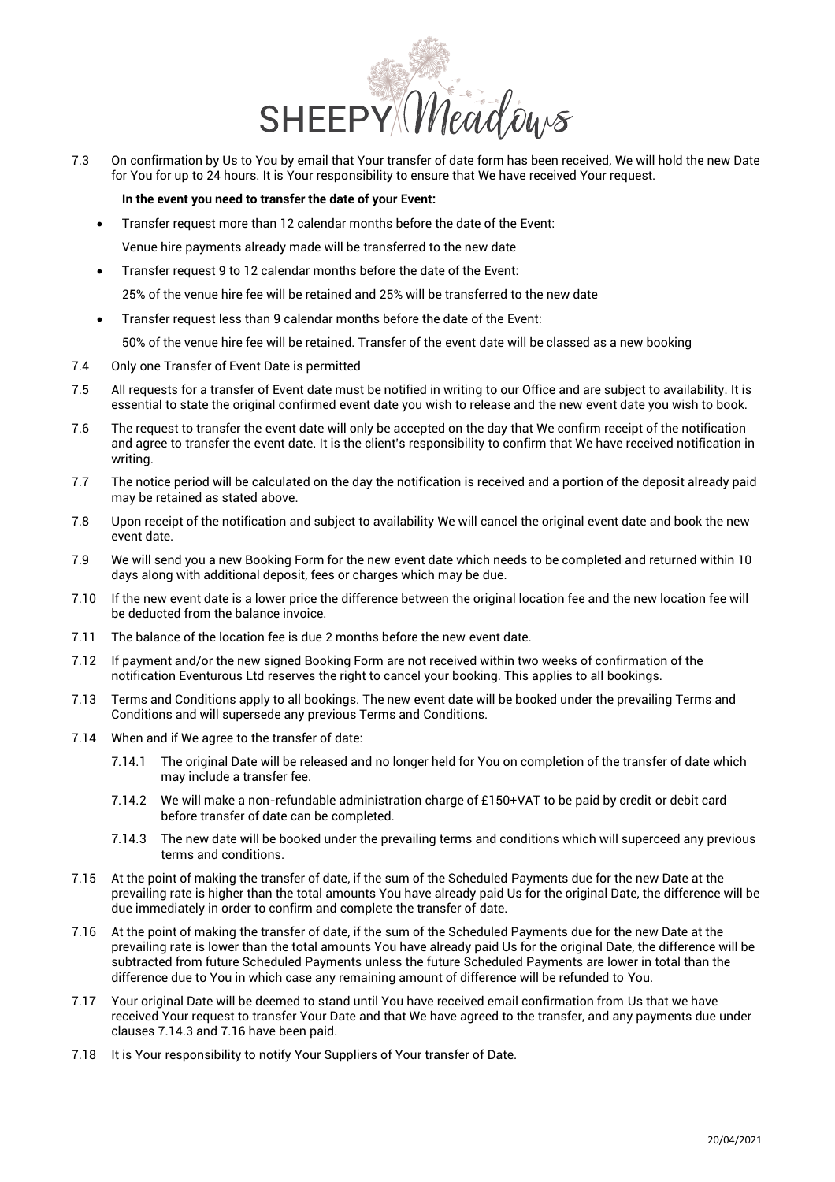7.3 On confirmation by Us to You by email that Your transfer of date form has been received, We will hold the new Date for You for up to 24 hours. It is Your responsibility to ensure that We have received Your request.

**In the event you need to transfer the date of your Event:**

- Transfer request more than 12 calendar months before the date of the Event:

  Venue hire payments already made will be transferred to the new date

- Transfer request 9 to 12 calendar months before the date of the Event:

  25% of the venue hire fee will be retained and 25% will be transferred to the new date

- Transfer request less than 9 calendar months before the date of the Event:

  50% of the venue hire fee will be retained. Transfer of the event date will be classed as a new booking

7.4 Only one Transfer of Event Date is permitted

7.5 All requests for a transfer of Event date must be notified in writing to our Office and are subject to availability. It is essential to state the original confirmed event date you wish to release and the new event date you wish to book.

7.6 The request to transfer the event date will only be accepted on the day that We confirm receipt of the notification and agree to transfer the event date. It is the client's responsibility to confirm that We have received notification in writing.

7.7 The notice period will be calculated on the day the notification is received and a portion of the deposit already paid may be retained as stated above.

7.8 Upon receipt of the notification and subject to availability We will cancel the original event date and book the new event date.

7.9 We will send you a new Booking Form for the new event date which needs to be completed and returned within 10 days along with additional deposit, fees or charges which may be due.

7.10 If the new event date is a lower price the difference between the original location fee and the new location fee will be deducted from the balance invoice.

7.11 The balance of the location fee is due 2 months before the new event date.

7.12 If payment and/or the new signed Booking Form are not received within two weeks of confirmation of the notification Eventurous Ltd reserves the right to cancel your booking. This applies to all bookings.

7.13 Terms and Conditions apply to all bookings. The new event date will be booked under the prevailing Terms and Conditions and will supersede any previous Terms and Conditions.

7.14 When and if We agree to the transfer of date:

7.14.1 The original Date will be released and no longer held for You on completion of the transfer of date which may include a transfer fee.

7.14.2 We will make a non-refundable administration charge of £150+VAT to be paid by credit or debit card before transfer of date can be completed.

7.14.3 The new date will be booked under the prevailing terms and conditions which will superceed any previous terms and conditions.

7.15 At the point of making the transfer of date, if the sum of the Scheduled Payments due for the new Date at the prevailing rate is higher than the total amounts You have already paid Us for the original Date, the difference will be due immediately in order to confirm and complete the transfer of date.

7.16 At the point of making the transfer of date, if the sum of the Scheduled Payments due for the new Date at the prevailing rate is lower than the total amounts You have already paid Us for the original Date, the difference will be subtracted from future Scheduled Payments unless the future Scheduled Payments are lower in total than the difference due to You in which case any remaining amount of difference will be refunded to You.

7.17 Your original Date will be deemed to stand until You have received email confirmation from Us that we have received Your request to transfer Your Date and that We have agreed to the transfer, and any payments due under clauses 7.14.3 and 7.16 have been paid.

7.18 It is Your responsibility to notify Your Suppliers of Your transfer of Date.

20/04/2021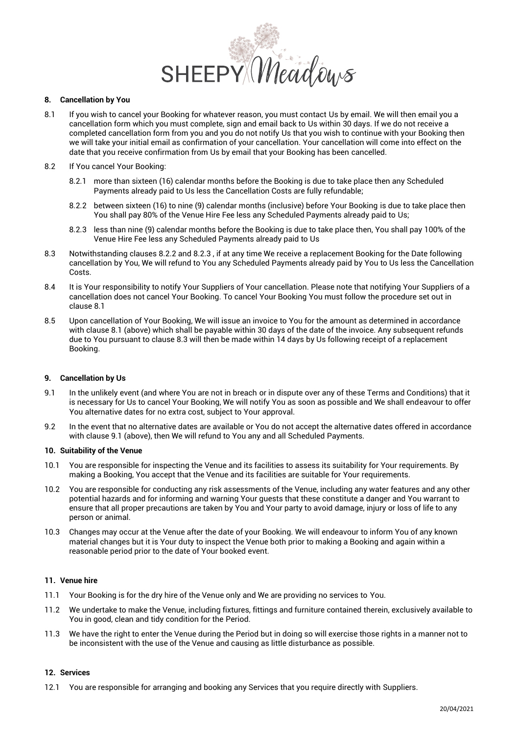### 8. Cancellation by You

8.1 If you wish to cancel your Booking for whatever reason, you must contact Us by email. We will then email you a cancellation form which you must complete, sign and email back to Us within 30 days. If we do not receive a completed cancellation form from you and you do not notify Us that you wish to continue with your Booking then we will take your initial email as confirmation of your cancellation. Your cancellation will come into effect on the date that you receive confirmation from Us by email that your Booking has been cancelled.

8.2 If You cancel Your Booking:

8.2.1 more than sixteen (16) calendar months before the Booking is due to take place then any Scheduled Payments already paid to Us less the Cancellation Costs are fully refundable;

8.2.2 between sixteen (16) to nine (9) calendar months (inclusive) before Your Booking is due to take place then You shall pay 80% of the Venue Hire Fee less any Scheduled Payments already paid to Us;

8.2.3 less than nine (9) calendar months before the Booking is due to take place then, You shall pay 100% of the Venue Hire Fee less any Scheduled Payments already paid to Us

8.3 Notwithstanding clauses 8.2.2 and 8.2.3 , if at any time We receive a replacement Booking for the Date following cancellation by You, We will refund to You any Scheduled Payments already paid by You to Us less the Cancellation Costs.

8.4 It is Your responsibility to notify Your Suppliers of Your cancellation. Please note that notifying Your Suppliers of a cancellation does not cancel Your Booking. To cancel Your Booking You must follow the procedure set out in clause 8.1

8.5 Upon cancellation of Your Booking, We will issue an invoice to You for the amount as determined in accordance with clause 8.1 (above) which shall be payable within 30 days of the date of the invoice. Any subsequent refunds due to You pursuant to clause 8.3 will then be made within 14 days by Us following receipt of a replacement Booking.

### 9. Cancellation by Us

9.1 In the unlikely event (and where You are not in breach or in dispute over any of these Terms and Conditions) that it is necessary for Us to cancel Your Booking, We will notify You as soon as possible and We shall endeavour to offer You alternative dates for no extra cost, subject to Your approval.

9.2 In the event that no alternative dates are available or You do not accept the alternative dates offered in accordance with clause 9.1 (above), then We will refund to You any and all Scheduled Payments.

### 10. Suitability of the Venue

10.1 You are responsible for inspecting the Venue and its facilities to assess its suitability for Your requirements. By making a Booking, You accept that the Venue and its facilities are suitable for Your requirements.

10.2 You are responsible for conducting any risk assessments of the Venue, including any water features and any other potential hazards and for informing and warning Your guests that these constitute a danger and You warrant to ensure that all proper precautions are taken by You and Your party to avoid damage, injury or loss of life to any person or animal.

10.3 Changes may occur at the Venue after the date of your Booking. We will endeavour to inform You of any known material changes but it is Your duty to inspect the Venue both prior to making a Booking and again within a reasonable period prior to the date of Your booked event.

### 11. Venue hire

11.1 Your Booking is for the dry hire of the Venue only and We are providing no services to You.

11.2 We undertake to make the Venue, including fixtures, fittings and furniture contained therein, exclusively available to You in good, clean and tidy condition for the Period.

11.3 We have the right to enter the Venue during the Period but in doing so will exercise those rights in a manner not to be inconsistent with the use of the Venue and causing as little disturbance as possible.

### 12. Services

12.1 You are responsible for arranging and booking any Services that you require directly with Suppliers.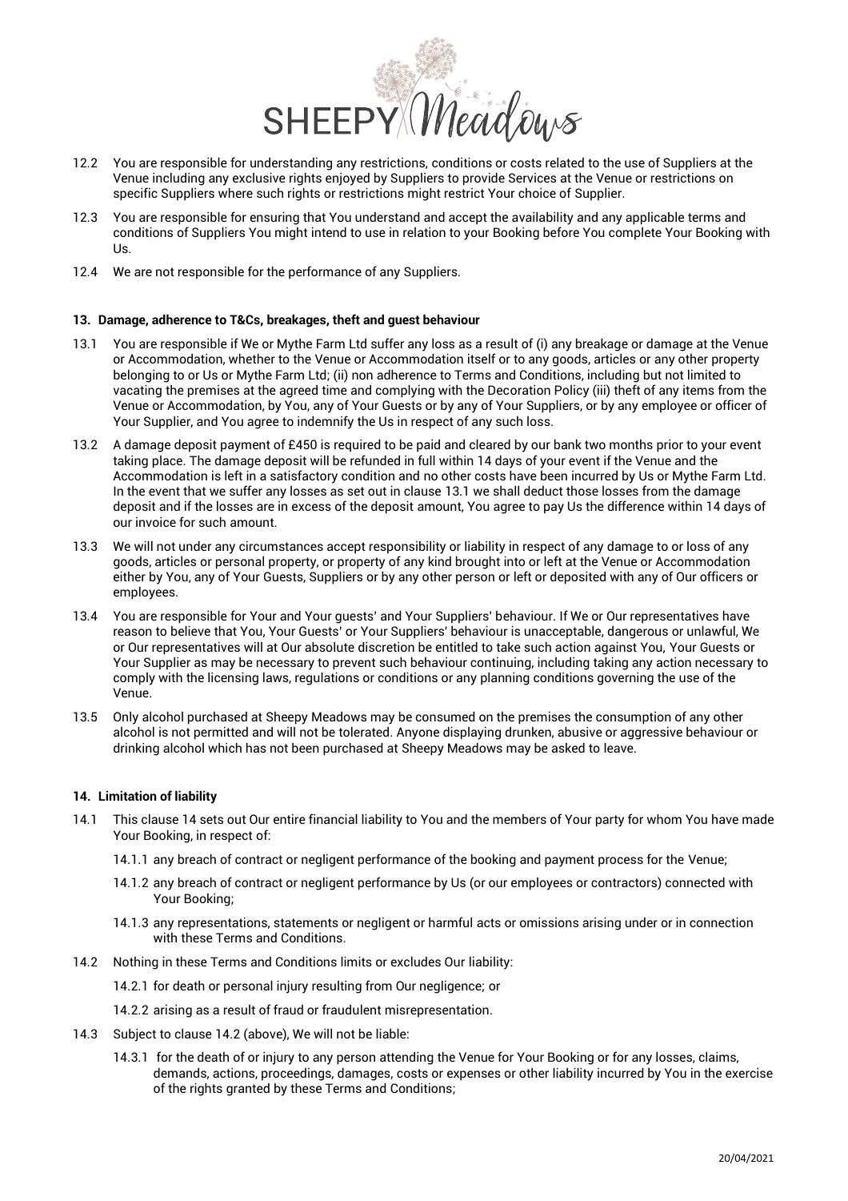12.2 You are responsible for understanding any restrictions, conditions or costs related to the use of Suppliers at the Venue including any exclusive rights enjoyed by Suppliers to provide Services at the Venue or restrictions on specific Suppliers where such rights or restrictions might restrict Your choice of Supplier.

12.3 You are responsible for ensuring that You understand and accept the availability and any applicable terms and conditions of Suppliers You might intend to use in relation to your Booking before You complete Your Booking with Us.

12.4 We are not responsible for the performance of any Suppliers.

**13. Damage, adherence to T&Cs, breakages, theft and guest behaviour**

13.1 You are responsible if We or Mythe Farm Ltd suffer any loss as a result of (i) any breakage or damage at the Venue or Accommodation, whether to the Venue or Accommodation itself or to any goods, articles or any other property belonging to or Us or Mythe Farm Ltd; (ii) non adherence to Terms and Conditions, including but not limited to vacating the premises at the agreed time and complying with the Decoration Policy (iii) theft of any items from the Venue or Accommodation, by You, any of Your Guests or by any of Your Suppliers, or by any employee or officer of Your Supplier, and You agree to indemnify the Us in respect of any such loss.

13.2 A damage deposit payment of £450 is required to be paid and cleared by our bank two months prior to your event taking place. The damage deposit will be refunded in full within 14 days of your event if the Venue and the Accommodation is left in a satisfactory condition and no other costs have been incurred by Us or Mythe Farm Ltd. In the event that we suffer any losses as set out in clause 13.1 we shall deduct those losses from the damage deposit and if the losses are in excess of the deposit amount, You agree to pay Us the difference within 14 days of our invoice for such amount.

13.3 We will not under any circumstances accept responsibility or liability in respect of any damage to or loss of any goods, articles or personal property, or property of any kind brought into or left at the Venue or Accommodation either by You, any of Your Guests, Suppliers or by any other person or left or deposited with any of Our officers or employees.

13.4 You are responsible for Your and Your guests' and Your Suppliers' behaviour. If We or Our representatives have reason to believe that You, Your Guests' or Your Suppliers' behaviour is unacceptable, dangerous or unlawful, We or Our representatives will at Our absolute discretion be entitled to take such action against You, Your Guests or Your Supplier as may be necessary to prevent such behaviour continuing, including taking any action necessary to comply with the licensing laws, regulations or conditions or any planning conditions governing the use of the Venue.

13.5 Only alcohol purchased at Sheepy Meadows may be consumed on the premises the consumption of any other alcohol is not permitted and will not be tolerated. Anyone displaying drunken, abusive or aggressive behaviour or drinking alcohol which has not been purchased at Sheepy Meadows may be asked to leave.

**14. Limitation of liability**

14.1 This clause 14 sets out Our entire financial liability to You and the members of Your party for whom You have made Your Booking, in respect of:

14.1.1 any breach of contract or negligent performance of the booking and payment process for the Venue;

14.1.2 any breach of contract or negligent performance by Us (or our employees or contractors) connected with Your Booking;

14.1.3 any representations, statements or negligent or harmful acts or omissions arising under or in connection with these Terms and Conditions.

14.2 Nothing in these Terms and Conditions limits or excludes Our liability:

14.2.1 for death or personal injury resulting from Our negligence; or

14.2.2 arising as a result of fraud or fraudulent misrepresentation.

14.3 Subject to clause 14.2 (above), We will not be liable:

14.3.1 for the death of or injury to any person attending the Venue for Your Booking or for any losses, claims, demands, actions, proceedings, damages, costs or expenses or other liability incurred by You in the exercise of the rights granted by these Terms and Conditions;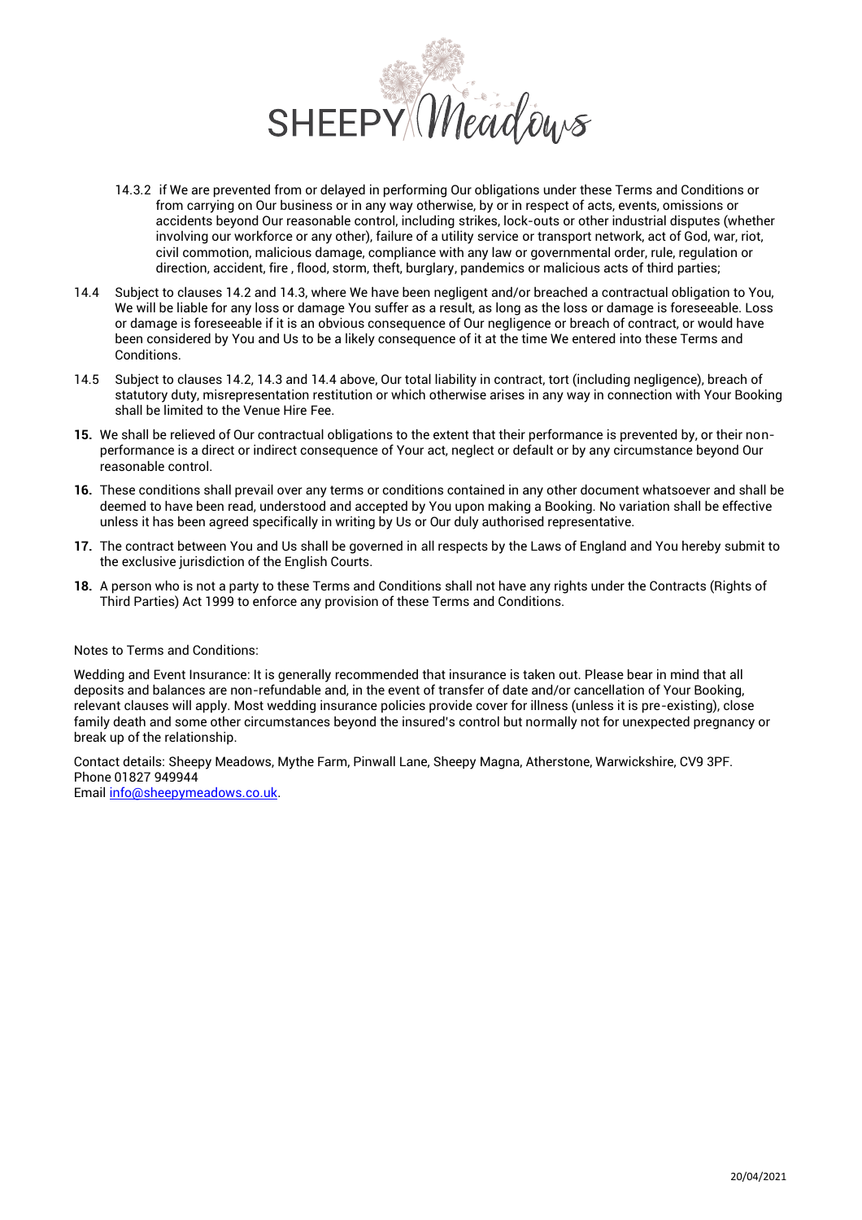14.3.2 if We are prevented from or delayed in performing Our obligations under these Terms and Conditions or from carrying on Our business or in any way otherwise, by or in respect of acts, events, omissions or accidents beyond Our reasonable control, including strikes, lock-outs or other industrial disputes (whether involving our workforce or any other), failure of a utility service or transport network, act of God, war, riot, civil commotion, malicious damage, compliance with any law or governmental order, rule, regulation or direction, accident, fire , flood, storm, theft, burglary, pandemics or malicious acts of third parties;

14.4 Subject to clauses 14.2 and 14.3, where We have been negligent and/or breached a contractual obligation to You, We will be liable for any loss or damage You suffer as a result, as long as the loss or damage is foreseeable. Loss or damage is foreseeable if it is an obvious consequence of Our negligence or breach of contract, or would have been considered by You and Us to be a likely consequence of it at the time We entered into these Terms and Conditions.

14.5 Subject to clauses 14.2, 14.3 and 14.4 above, Our total liability in contract, tort (including negligence), breach of statutory duty, misrepresentation restitution or which otherwise arises in any way in connection with Your Booking shall be limited to the Venue Hire Fee.

**15.** We shall be relieved of Our contractual obligations to the extent that their performance is prevented by, or their non-performance is a direct or indirect consequence of Your act, neglect or default or by any circumstance beyond Our reasonable control.

**16.** These conditions shall prevail over any terms or conditions contained in any other document whatsoever and shall be deemed to have been read, understood and accepted by You upon making a Booking. No variation shall be effective unless it has been agreed specifically in writing by Us or Our duly authorised representative.

**17.** The contract between You and Us shall be governed in all respects by the Laws of England and You hereby submit to the exclusive jurisdiction of the English Courts.

**18.** A person who is not a party to these Terms and Conditions shall not have any rights under the Contracts (Rights of Third Parties) Act 1999 to enforce any provision of these Terms and Conditions.

Notes to Terms and Conditions:

Wedding and Event Insurance: It is generally recommended that insurance is taken out. Please bear in mind that all deposits and balances are non-refundable and, in the event of transfer of date and/or cancellation of Your Booking, relevant clauses will apply. Most wedding insurance policies provide cover for illness (unless it is pre-existing), close family death and some other circumstances beyond the insured's control but normally not for unexpected pregnancy or break up of the relationship.

Contact details: Sheepy Meadows, Mythe Farm, Pinwall Lane, Sheepy Magna, Atherstone, Warwickshire, CV9 3PF.
Phone 01827 949944
Email info@sheepymeadows.co.uk.

20/04/2021